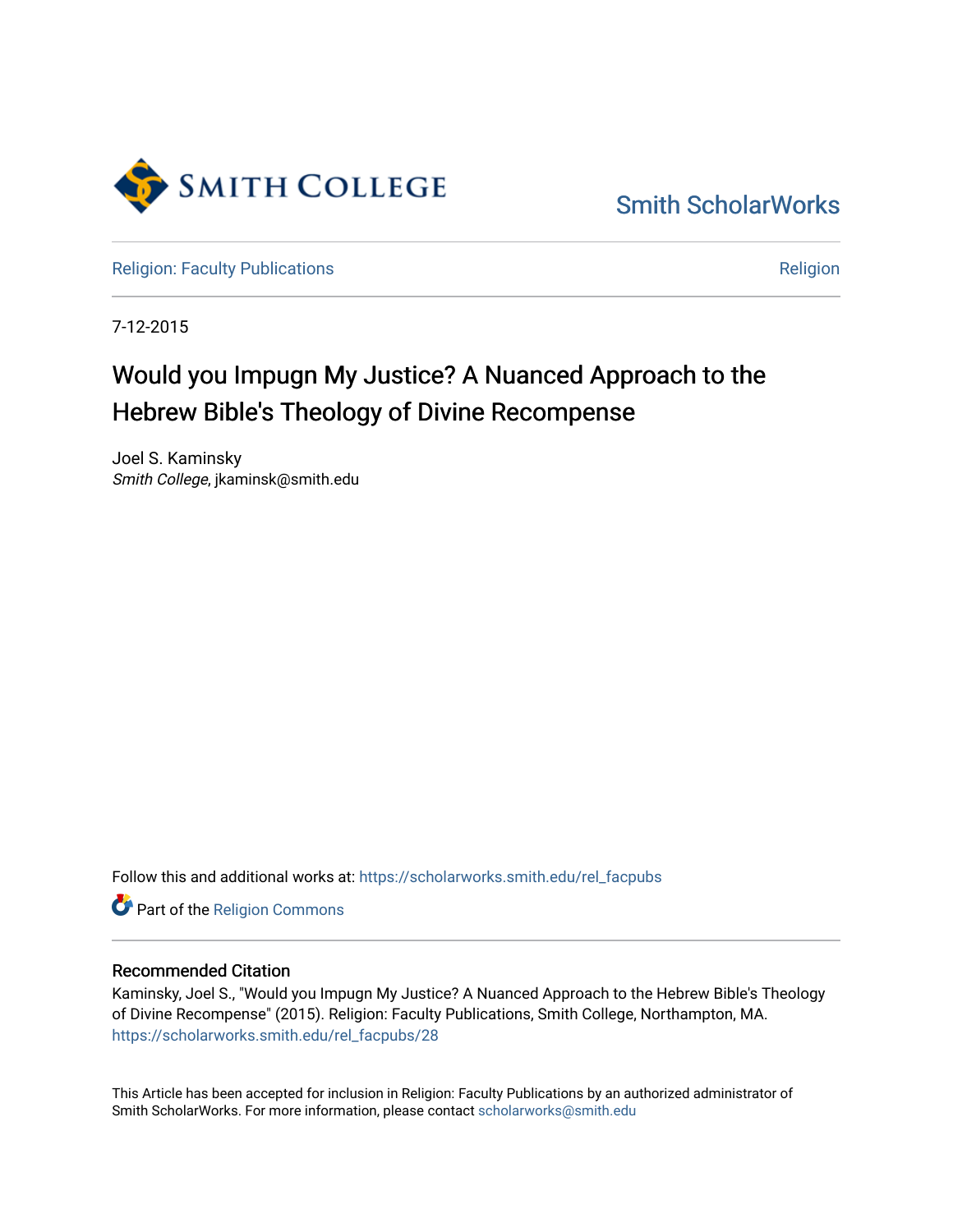Smith College

Smith ScholarWorks

Religion: Faculty Publications

Religion

7-12-2015

# Would you Impugn My Justice? A Nuanced Approach to the Hebrew Bible's Theology of Divine Recompense

Joel S. Kaminsky
*Smith College*, jkaminsk@smith.edu

Follow this and additional works at: https://scholarworks.smith.edu/rel_facpubs

Part of the Religion Commons

## Recommended Citation

Kaminsky, Joel S., "Would you Impugn My Justice? A Nuanced Approach to the Hebrew Bible's Theology of Divine Recompense" (2015). Religion: Faculty Publications, Smith College, Northampton, MA.
https://scholarworks.smith.edu/rel_facpubs/28

This Article has been accepted for inclusion in Religion: Faculty Publications by an authorized administrator of Smith ScholarWorks. For more information, please contact scholarworks@smith.edu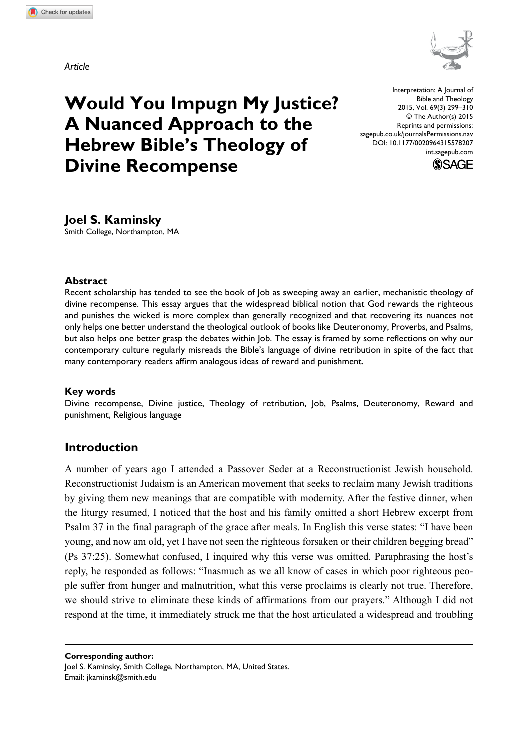*Article*

# Would You Impugn My Justice? A Nuanced Approach to the Hebrew Bible's Theology of Divine Recompense

Interpretation: A Journal of Bible and Theology
2015, Vol. 69(3) 299–310
© The Author(s) 2015
Reprints and permissions:
sagepub.co.uk/journalsPermissions.nav
DOI: 10.1177/0020964315578207
int.sagepub.com

**Joel S. Kaminsky**
Smith College, Northampton, MA

### Abstract

Recent scholarship has tended to see the book of Job as sweeping away an earlier, mechanistic theology of divine recompense. This essay argues that the widespread biblical notion that God rewards the righteous and punishes the wicked is more complex than generally recognized and that recovering its nuances not only helps one better understand the theological outlook of books like Deuteronomy, Proverbs, and Psalms, but also helps one better grasp the debates within Job. The essay is framed by some reflections on why our contemporary culture regularly misreads the Bible's language of divine retribution in spite of the fact that many contemporary readers affirm analogous ideas of reward and punishment.

### Key words

Divine recompense, Divine justice, Theology of retribution, Job, Psalms, Deuteronomy, Reward and punishment, Religious language

## Introduction

A number of years ago I attended a Passover Seder at a Reconstructionist Jewish household. Reconstructionist Judaism is an American movement that seeks to reclaim many Jewish traditions by giving them new meanings that are compatible with modernity. After the festive dinner, when the liturgy resumed, I noticed that the host and his family omitted a short Hebrew excerpt from Psalm 37 in the final paragraph of the grace after meals. In English this verse states: "I have been young, and now am old, yet I have not seen the righteous forsaken or their children begging bread" (Ps 37:25). Somewhat confused, I inquired why this verse was omitted. Paraphrasing the host's reply, he responded as follows: "Inasmuch as we all know of cases in which poor righteous people suffer from hunger and malnutrition, what this verse proclaims is clearly not true. Therefore, we should strive to eliminate these kinds of affirmations from our prayers." Although I did not respond at the time, it immediately struck me that the host articulated a widespread and troubling

**Corresponding author:**
Joel S. Kaminsky, Smith College, Northampton, MA, United States.
Email: jkaminsk@smith.edu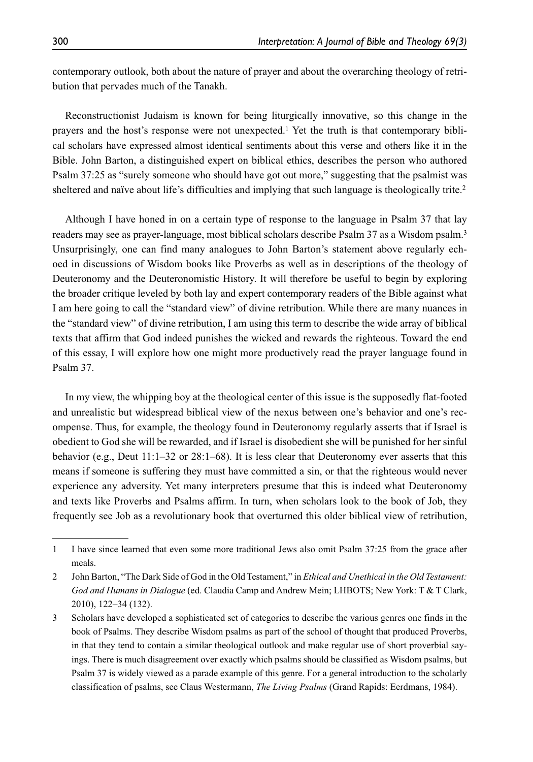contemporary outlook, both about the nature of prayer and about the overarching theology of retribution that pervades much of the Tanakh.

Reconstructionist Judaism is known for being liturgically innovative, so this change in the prayers and the host's response were not unexpected.[1] Yet the truth is that contemporary biblical scholars have expressed almost identical sentiments about this verse and others like it in the Bible. John Barton, a distinguished expert on biblical ethics, describes the person who authored Psalm 37:25 as "surely someone who should have got out more," suggesting that the psalmist was sheltered and naïve about life's difficulties and implying that such language is theologically trite.[2]

Although I have honed in on a certain type of response to the language in Psalm 37 that lay readers may see as prayer-language, most biblical scholars describe Psalm 37 as a Wisdom psalm.[3] Unsurprisingly, one can find many analogues to John Barton's statement above regularly echoed in discussions of Wisdom books like Proverbs as well as in descriptions of the theology of Deuteronomy and the Deuteronomistic History. It will therefore be useful to begin by exploring the broader critique leveled by both lay and expert contemporary readers of the Bible against what I am here going to call the "standard view" of divine retribution. While there are many nuances in the "standard view" of divine retribution, I am using this term to describe the wide array of biblical texts that affirm that God indeed punishes the wicked and rewards the righteous. Toward the end of this essay, I will explore how one might more productively read the prayer language found in Psalm 37.

In my view, the whipping boy at the theological center of this issue is the supposedly flat-footed and unrealistic but widespread biblical view of the nexus between one's behavior and one's recompense. Thus, for example, the theology found in Deuteronomy regularly asserts that if Israel is obedient to God she will be rewarded, and if Israel is disobedient she will be punished for her sinful behavior (e.g., Deut 11:1–32 or 28:1–68). It is less clear that Deuteronomy ever asserts that this means if someone is suffering they must have committed a sin, or that the righteous would never experience any adversity. Yet many interpreters presume that this is indeed what Deuteronomy and texts like Proverbs and Psalms affirm. In turn, when scholars look to the book of Job, they frequently see Job as a revolutionary book that overturned this older biblical view of retribution,

---

1 I have since learned that even some more traditional Jews also omit Psalm 37:25 from the grace after meals.

2 John Barton, "The Dark Side of God in the Old Testament," in *Ethical and Unethical in the Old Testament: God and Humans in Dialogue* (ed. Claudia Camp and Andrew Mein; LHBOTS; New York: T & T Clark, 2010), 122–34 (132).

3 Scholars have developed a sophisticated set of categories to describe the various genres one finds in the book of Psalms. They describe Wisdom psalms as part of the school of thought that produced Proverbs, in that they tend to contain a similar theological outlook and make regular use of short proverbial sayings. There is much disagreement over exactly which psalms should be classified as Wisdom psalms, but Psalm 37 is widely viewed as a parade example of this genre. For a general introduction to the scholarly classification of psalms, see Claus Westermann, *The Living Psalms* (Grand Rapids: Eerdmans, 1984).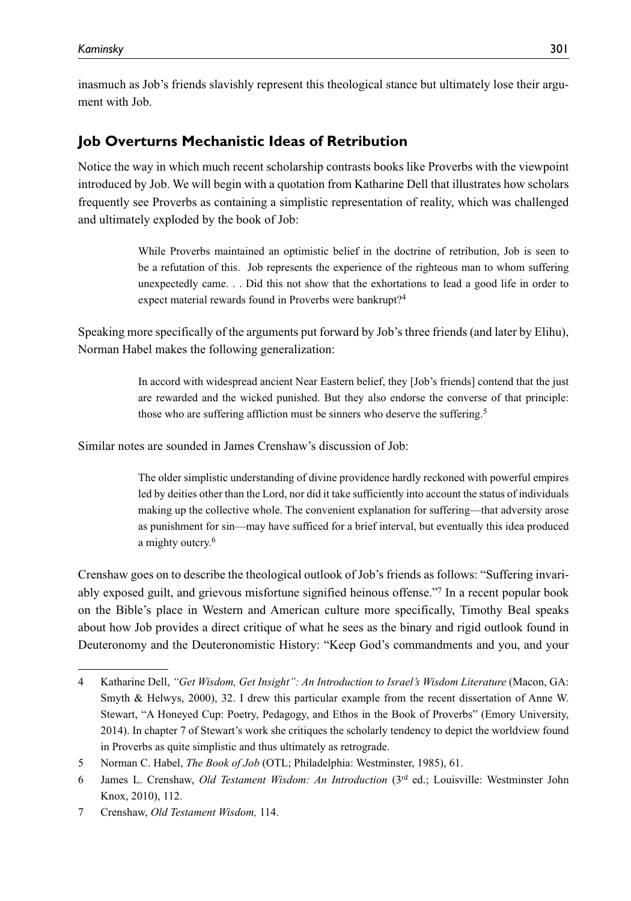inasmuch as Job's friends slavishly represent this theological stance but ultimately lose their argument with Job.

## Job Overturns Mechanistic Ideas of Retribution

Notice the way in which much recent scholarship contrasts books like Proverbs with the viewpoint introduced by Job. We will begin with a quotation from Katharine Dell that illustrates how scholars frequently see Proverbs as containing a simplistic representation of reality, which was challenged and ultimately exploded by the book of Job:

> While Proverbs maintained an optimistic belief in the doctrine of retribution, Job is seen to be a refutation of this. Job represents the experience of the righteous man to whom suffering unexpectedly came. . . Did this not show that the exhortations to lead a good life in order to expect material rewards found in Proverbs were bankrupt?[4]

Speaking more specifically of the arguments put forward by Job's three friends (and later by Elihu), Norman Habel makes the following generalization:

> In accord with widespread ancient Near Eastern belief, they [Job's friends] contend that the just are rewarded and the wicked punished. But they also endorse the converse of that principle: those who are suffering affliction must be sinners who deserve the suffering.[5]

Similar notes are sounded in James Crenshaw's discussion of Job:

> The older simplistic understanding of divine providence hardly reckoned with powerful empires led by deities other than the Lord, nor did it take sufficiently into account the status of individuals making up the collective whole. The convenient explanation for suffering—that adversity arose as punishment for sin—may have sufficed for a brief interval, but eventually this idea produced a mighty outcry.[6]

Crenshaw goes on to describe the theological outlook of Job's friends as follows: "Suffering invariably exposed guilt, and grievous misfortune signified heinous offense."[7] In a recent popular book on the Bible's place in Western and American culture more specifically, Timothy Beal speaks about how Job provides a direct critique of what he sees as the binary and rigid outlook found in Deuteronomy and the Deuteronomistic History: "Keep God's commandments and you, and your

---

4 Katharine Dell, *"Get Wisdom, Get Insight": An Introduction to Israel's Wisdom Literature* (Macon, GA: Smyth & Helwys, 2000), 32. I drew this particular example from the recent dissertation of Anne W. Stewart, "A Honeyed Cup: Poetry, Pedagogy, and Ethos in the Book of Proverbs" (Emory University, 2014). In chapter 7 of Stewart's work she critiques the scholarly tendency to depict the worldview found in Proverbs as quite simplistic and thus ultimately as retrograde.

5 Norman C. Habel, *The Book of Job* (OTL; Philadelphia: Westminster, 1985), 61.

6 James L. Crenshaw, *Old Testament Wisdom: An Introduction* (3rd ed.; Louisville: Westminster John Knox, 2010), 112.

7 Crenshaw, *Old Testament Wisdom,* 114.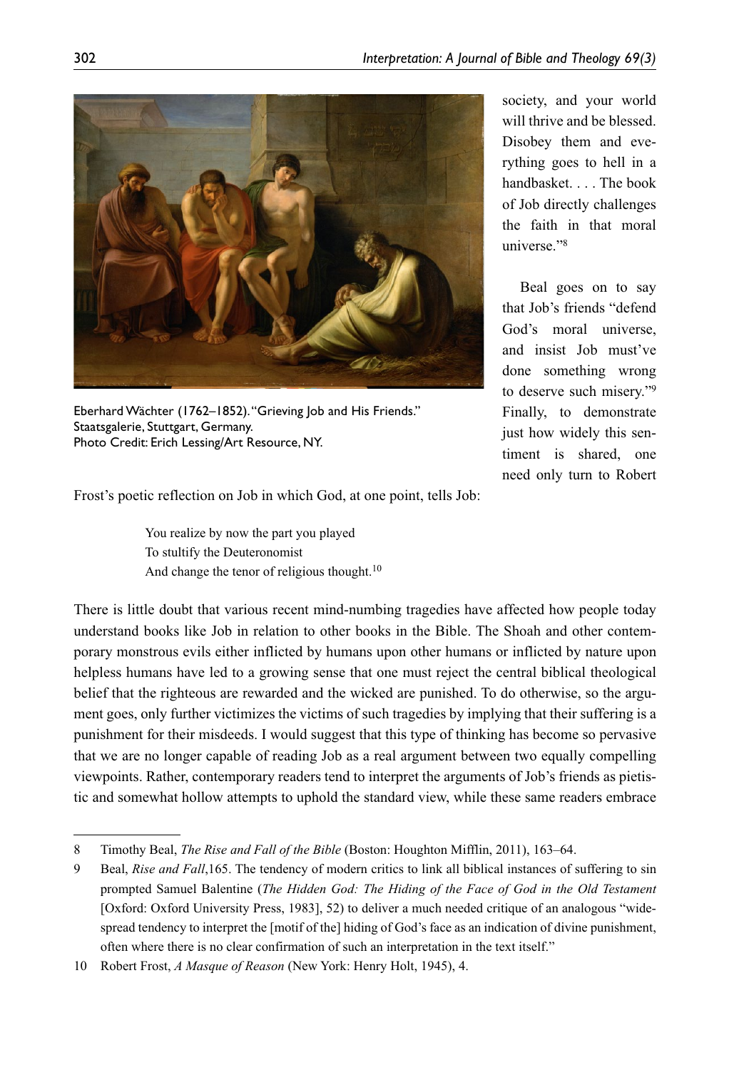Eberhard Wächter (1762–1852). "Grieving Job and His Friends." Staatsgalerie, Stuttgart, Germany.
Photo Credit: Erich Lessing/Art Resource, NY.

society, and your world will thrive and be blessed. Disobey them and everything goes to hell in a handbasket. . . . The book of Job directly challenges the faith in that moral universe."[8]

Beal goes on to say that Job's friends "defend God's moral universe, and insist Job must've done something wrong to deserve such misery."[9] Finally, to demonstrate just how widely this sentiment is shared, one need only turn to Robert Frost's poetic reflection on Job in which God, at one point, tells Job:

> You realize by now the part you played
> To stultify the Deuteronomist
> And change the tenor of religious thought.[10]

There is little doubt that various recent mind-numbing tragedies have affected how people today understand books like Job in relation to other books in the Bible. The Shoah and other contemporary monstrous evils either inflicted by humans upon other humans or inflicted by nature upon helpless humans have led to a growing sense that one must reject the central biblical theological belief that the righteous are rewarded and the wicked are punished. To do otherwise, so the argument goes, only further victimizes the victims of such tragedies by implying that their suffering is a punishment for their misdeeds. I would suggest that this type of thinking has become so pervasive that we are no longer capable of reading Job as a real argument between two equally compelling viewpoints. Rather, contemporary readers tend to interpret the arguments of Job's friends as pietistic and somewhat hollow attempts to uphold the standard view, while these same readers embrace

---

8 Timothy Beal, *The Rise and Fall of the Bible* (Boston: Houghton Mifflin, 2011), 163–64.

9 Beal, *Rise and Fall*,165. The tendency of modern critics to link all biblical instances of suffering to sin prompted Samuel Balentine (*The Hidden God: The Hiding of the Face of God in the Old Testament* [Oxford: Oxford University Press, 1983], 52) to deliver a much needed critique of an analogous "widespread tendency to interpret the [motif of the] hiding of God's face as an indication of divine punishment, often where there is no clear confirmation of such an interpretation in the text itself."

10 Robert Frost, *A Masque of Reason* (New York: Henry Holt, 1945), 4.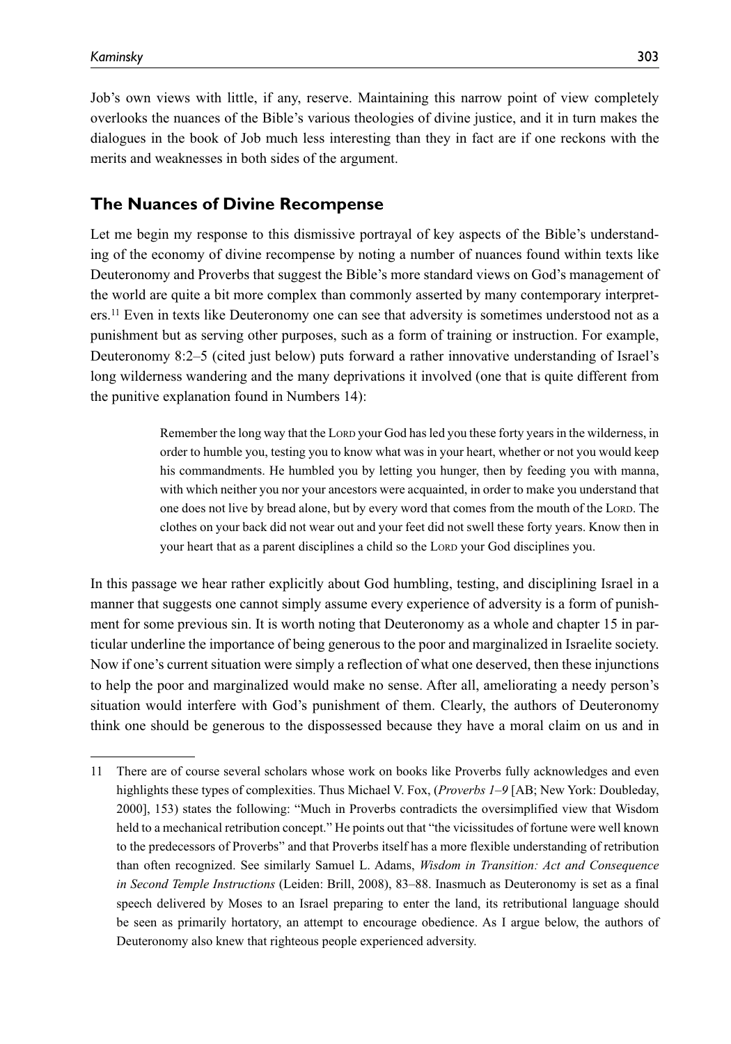Job's own views with little, if any, reserve. Maintaining this narrow point of view completely overlooks the nuances of the Bible's various theologies of divine justice, and it in turn makes the dialogues in the book of Job much less interesting than they in fact are if one reckons with the merits and weaknesses in both sides of the argument.

## The Nuances of Divine Recompense

Let me begin my response to this dismissive portrayal of key aspects of the Bible's understanding of the economy of divine recompense by noting a number of nuances found within texts like Deuteronomy and Proverbs that suggest the Bible's more standard views on God's management of the world are quite a bit more complex than commonly asserted by many contemporary interpreters.[11] Even in texts like Deuteronomy one can see that adversity is sometimes understood not as a punishment but as serving other purposes, such as a form of training or instruction. For example, Deuteronomy 8:2–5 (cited just below) puts forward a rather innovative understanding of Israel's long wilderness wandering and the many deprivations it involved (one that is quite different from the punitive explanation found in Numbers 14):

> Remember the long way that the Lord your God has led you these forty years in the wilderness, in order to humble you, testing you to know what was in your heart, whether or not you would keep his commandments. He humbled you by letting you hunger, then by feeding you with manna, with which neither you nor your ancestors were acquainted, in order to make you understand that one does not live by bread alone, but by every word that comes from the mouth of the Lord. The clothes on your back did not wear out and your feet did not swell these forty years. Know then in your heart that as a parent disciplines a child so the Lord your God disciplines you.

In this passage we hear rather explicitly about God humbling, testing, and disciplining Israel in a manner that suggests one cannot simply assume every experience of adversity is a form of punishment for some previous sin. It is worth noting that Deuteronomy as a whole and chapter 15 in particular underline the importance of being generous to the poor and marginalized in Israelite society. Now if one's current situation were simply a reflection of what one deserved, then these injunctions to help the poor and marginalized would make no sense. After all, ameliorating a needy person's situation would interfere with God's punishment of them. Clearly, the authors of Deuteronomy think one should be generous to the dispossessed because they have a moral claim on us and in

---

11 There are of course several scholars whose work on books like Proverbs fully acknowledges and even highlights these types of complexities. Thus Michael V. Fox, (*Proverbs 1–9* [AB; New York: Doubleday, 2000], 153) states the following: "Much in Proverbs contradicts the oversimplified view that Wisdom held to a mechanical retribution concept." He points out that "the vicissitudes of fortune were well known to the predecessors of Proverbs" and that Proverbs itself has a more flexible understanding of retribution than often recognized. See similarly Samuel L. Adams, *Wisdom in Transition: Act and Consequence in Second Temple Instructions* (Leiden: Brill, 2008), 83–88. Inasmuch as Deuteronomy is set as a final speech delivered by Moses to an Israel preparing to enter the land, its retributional language should be seen as primarily hortatory, an attempt to encourage obedience. As I argue below, the authors of Deuteronomy also knew that righteous people experienced adversity.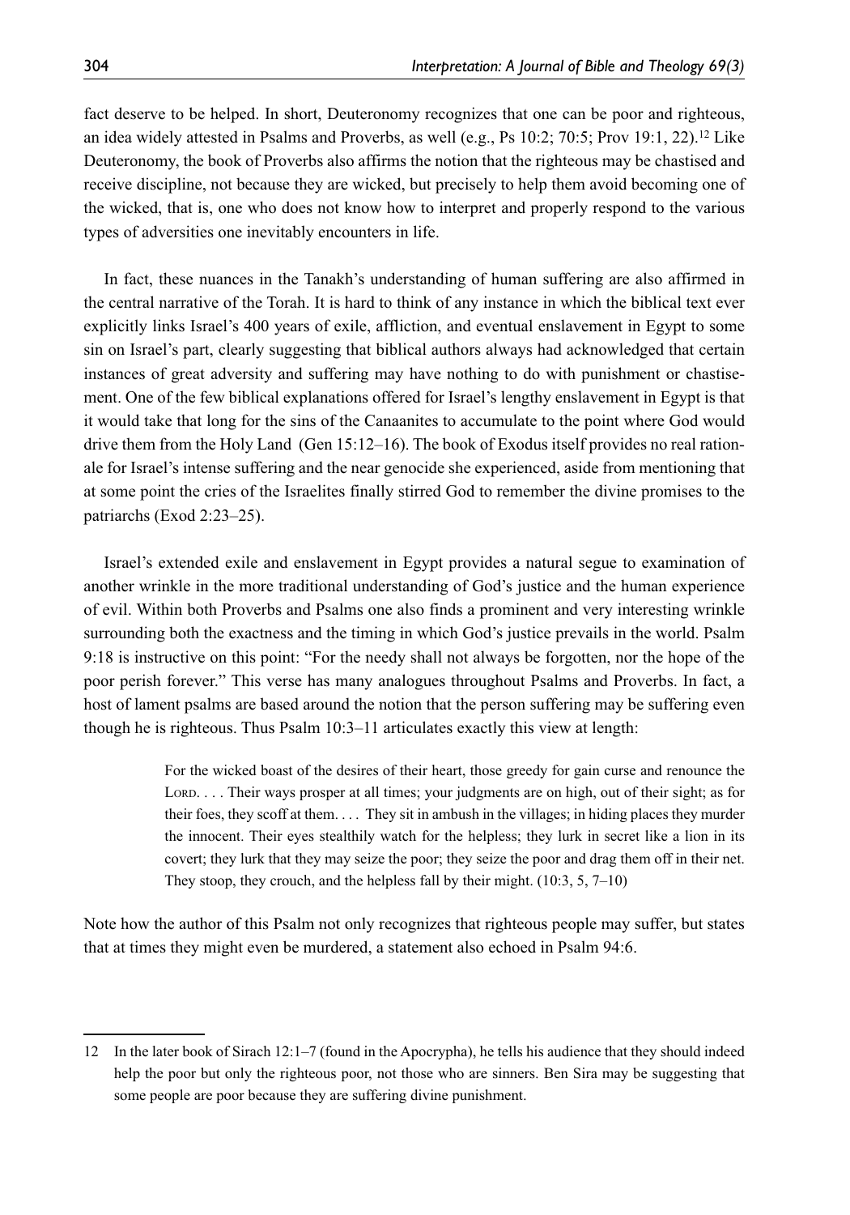fact deserve to be helped. In short, Deuteronomy recognizes that one can be poor and righteous, an idea widely attested in Psalms and Proverbs, as well (e.g., Ps 10:2; 70:5; Prov 19:1, 22).[12] Like Deuteronomy, the book of Proverbs also affirms the notion that the righteous may be chastised and receive discipline, not because they are wicked, but precisely to help them avoid becoming one of the wicked, that is, one who does not know how to interpret and properly respond to the various types of adversities one inevitably encounters in life.

In fact, these nuances in the Tanakh's understanding of human suffering are also affirmed in the central narrative of the Torah. It is hard to think of any instance in which the biblical text ever explicitly links Israel's 400 years of exile, affliction, and eventual enslavement in Egypt to some sin on Israel's part, clearly suggesting that biblical authors always had acknowledged that certain instances of great adversity and suffering may have nothing to do with punishment or chastisement. One of the few biblical explanations offered for Israel's lengthy enslavement in Egypt is that it would take that long for the sins of the Canaanites to accumulate to the point where God would drive them from the Holy Land (Gen 15:12–16). The book of Exodus itself provides no real rationale for Israel's intense suffering and the near genocide she experienced, aside from mentioning that at some point the cries of the Israelites finally stirred God to remember the divine promises to the patriarchs (Exod 2:23–25).

Israel's extended exile and enslavement in Egypt provides a natural segue to examination of another wrinkle in the more traditional understanding of God's justice and the human experience of evil. Within both Proverbs and Psalms one also finds a prominent and very interesting wrinkle surrounding both the exactness and the timing in which God's justice prevails in the world. Psalm 9:18 is instructive on this point: "For the needy shall not always be forgotten, nor the hope of the poor perish forever." This verse has many analogues throughout Psalms and Proverbs. In fact, a host of lament psalms are based around the notion that the person suffering may be suffering even though he is righteous. Thus Psalm 10:3–11 articulates exactly this view at length:

> For the wicked boast of the desires of their heart, those greedy for gain curse and renounce the Lord. . . . Their ways prosper at all times; your judgments are on high, out of their sight; as for their foes, they scoff at them. . . . They sit in ambush in the villages; in hiding places they murder the innocent. Their eyes stealthily watch for the helpless; they lurk in secret like a lion in its covert; they lurk that they may seize the poor; they seize the poor and drag them off in their net. They stoop, they crouch, and the helpless fall by their might. (10:3, 5, 7–10)

Note how the author of this Psalm not only recognizes that righteous people may suffer, but states that at times they might even be murdered, a statement also echoed in Psalm 94:6.

---

12 In the later book of Sirach 12:1–7 (found in the Apocrypha), he tells his audience that they should indeed help the poor but only the righteous poor, not those who are sinners. Ben Sira may be suggesting that some people are poor because they are suffering divine punishment.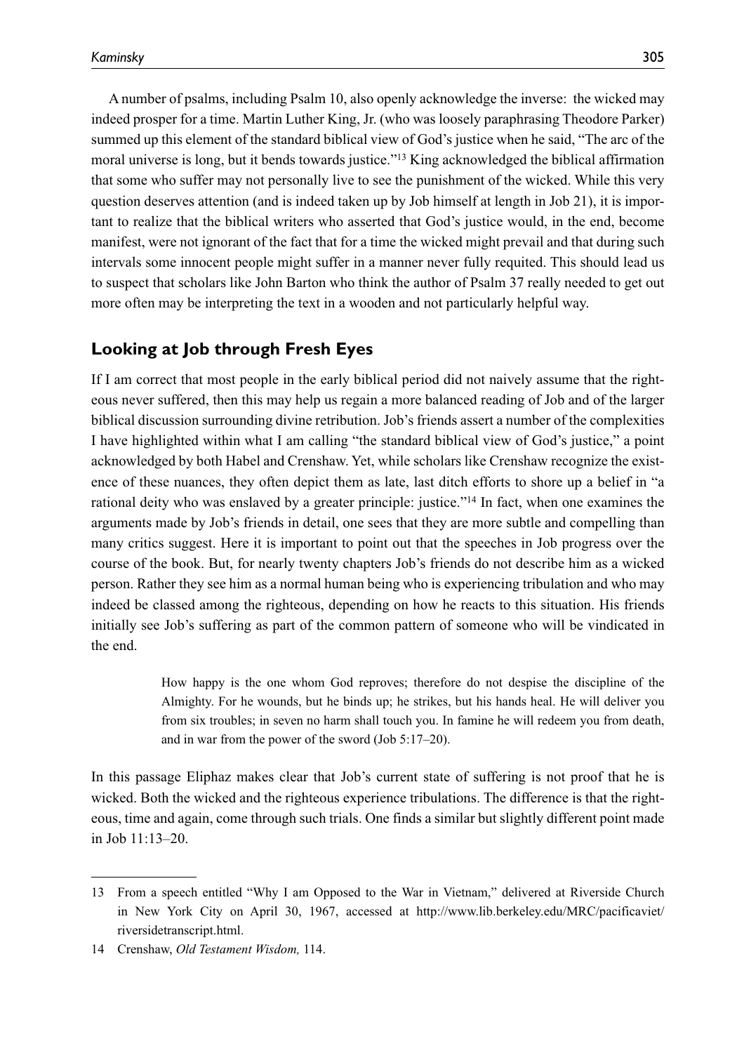A number of psalms, including Psalm 10, also openly acknowledge the inverse: the wicked may indeed prosper for a time. Martin Luther King, Jr. (who was loosely paraphrasing Theodore Parker) summed up this element of the standard biblical view of God's justice when he said, "The arc of the moral universe is long, but it bends towards justice."[13] King acknowledged the biblical affirmation that some who suffer may not personally live to see the punishment of the wicked. While this very question deserves attention (and is indeed taken up by Job himself at length in Job 21), it is important to realize that the biblical writers who asserted that God's justice would, in the end, become manifest, were not ignorant of the fact that for a time the wicked might prevail and that during such intervals some innocent people might suffer in a manner never fully requited. This should lead us to suspect that scholars like John Barton who think the author of Psalm 37 really needed to get out more often may be interpreting the text in a wooden and not particularly helpful way.

## Looking at Job through Fresh Eyes

If I am correct that most people in the early biblical period did not naively assume that the righteous never suffered, then this may help us regain a more balanced reading of Job and of the larger biblical discussion surrounding divine retribution. Job's friends assert a number of the complexities I have highlighted within what I am calling "the standard biblical view of God's justice," a point acknowledged by both Habel and Crenshaw. Yet, while scholars like Crenshaw recognize the existence of these nuances, they often depict them as late, last ditch efforts to shore up a belief in "a rational deity who was enslaved by a greater principle: justice."[14] In fact, when one examines the arguments made by Job's friends in detail, one sees that they are more subtle and compelling than many critics suggest. Here it is important to point out that the speeches in Job progress over the course of the book. But, for nearly twenty chapters Job's friends do not describe him as a wicked person. Rather they see him as a normal human being who is experiencing tribulation and who may indeed be classed among the righteous, depending on how he reacts to this situation. His friends initially see Job's suffering as part of the common pattern of someone who will be vindicated in the end.

> How happy is the one whom God reproves; therefore do not despise the discipline of the Almighty. For he wounds, but he binds up; he strikes, but his hands heal. He will deliver you from six troubles; in seven no harm shall touch you. In famine he will redeem you from death, and in war from the power of the sword (Job 5:17–20).

In this passage Eliphaz makes clear that Job's current state of suffering is not proof that he is wicked. Both the wicked and the righteous experience tribulations. The difference is that the righteous, time and again, come through such trials. One finds a similar but slightly different point made in Job 11:13–20.

---

13 From a speech entitled "Why I am Opposed to the War in Vietnam," delivered at Riverside Church in New York City on April 30, 1967, accessed at http://www.lib.berkeley.edu/MRC/pacificaviet/riversidetranscript.html.

14 Crenshaw, *Old Testament Wisdom,* 114.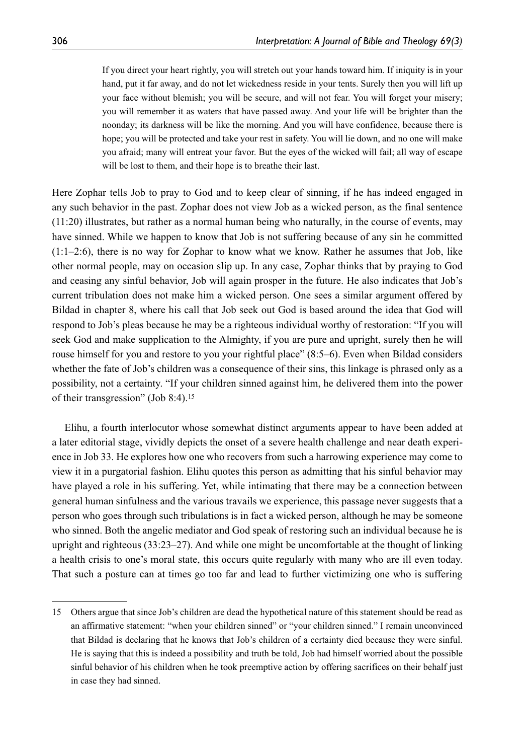> If you direct your heart rightly, you will stretch out your hands toward him. If iniquity is in your hand, put it far away, and do not let wickedness reside in your tents. Surely then you will lift up your face without blemish; you will be secure, and will not fear. You will forget your misery; you will remember it as waters that have passed away. And your life will be brighter than the noonday; its darkness will be like the morning. And you will have confidence, because there is hope; you will be protected and take your rest in safety. You will lie down, and no one will make you afraid; many will entreat your favor. But the eyes of the wicked will fail; all way of escape will be lost to them, and their hope is to breathe their last.

Here Zophar tells Job to pray to God and to keep clear of sinning, if he has indeed engaged in any such behavior in the past. Zophar does not view Job as a wicked person, as the final sentence (11:20) illustrates, but rather as a normal human being who naturally, in the course of events, may have sinned. While we happen to know that Job is not suffering because of any sin he committed (1:1–2:6), there is no way for Zophar to know what we know. Rather he assumes that Job, like other normal people, may on occasion slip up. In any case, Zophar thinks that by praying to God and ceasing any sinful behavior, Job will again prosper in the future. He also indicates that Job's current tribulation does not make him a wicked person. One sees a similar argument offered by Bildad in chapter 8, where his call that Job seek out God is based around the idea that God will respond to Job's pleas because he may be a righteous individual worthy of restoration: "If you will seek God and make supplication to the Almighty, if you are pure and upright, surely then he will rouse himself for you and restore to you your rightful place" (8:5–6). Even when Bildad considers whether the fate of Job's children was a consequence of their sins, this linkage is phrased only as a possibility, not a certainty. "If your children sinned against him, he delivered them into the power of their transgression" (Job 8:4).[15]

Elihu, a fourth interlocutor whose somewhat distinct arguments appear to have been added at a later editorial stage, vividly depicts the onset of a severe health challenge and near death experience in Job 33. He explores how one who recovers from such a harrowing experience may come to view it in a purgatorial fashion. Elihu quotes this person as admitting that his sinful behavior may have played a role in his suffering. Yet, while intimating that there may be a connection between general human sinfulness and the various travails we experience, this passage never suggests that a person who goes through such tribulations is in fact a wicked person, although he may be someone who sinned. Both the angelic mediator and God speak of restoring such an individual because he is upright and righteous (33:23–27). And while one might be uncomfortable at the thought of linking a health crisis to one's moral state, this occurs quite regularly with many who are ill even today. That such a posture can at times go too far and lead to further victimizing one who is suffering

15 Others argue that since Job's children are dead the hypothetical nature of this statement should be read as an affirmative statement: "when your children sinned" or "your children sinned." I remain unconvinced that Bildad is declaring that he knows that Job's children of a certainty died because they were sinful. He is saying that this is indeed a possibility and truth be told, Job had himself worried about the possible sinful behavior of his children when he took preemptive action by offering sacrifices on their behalf just in case they had sinned.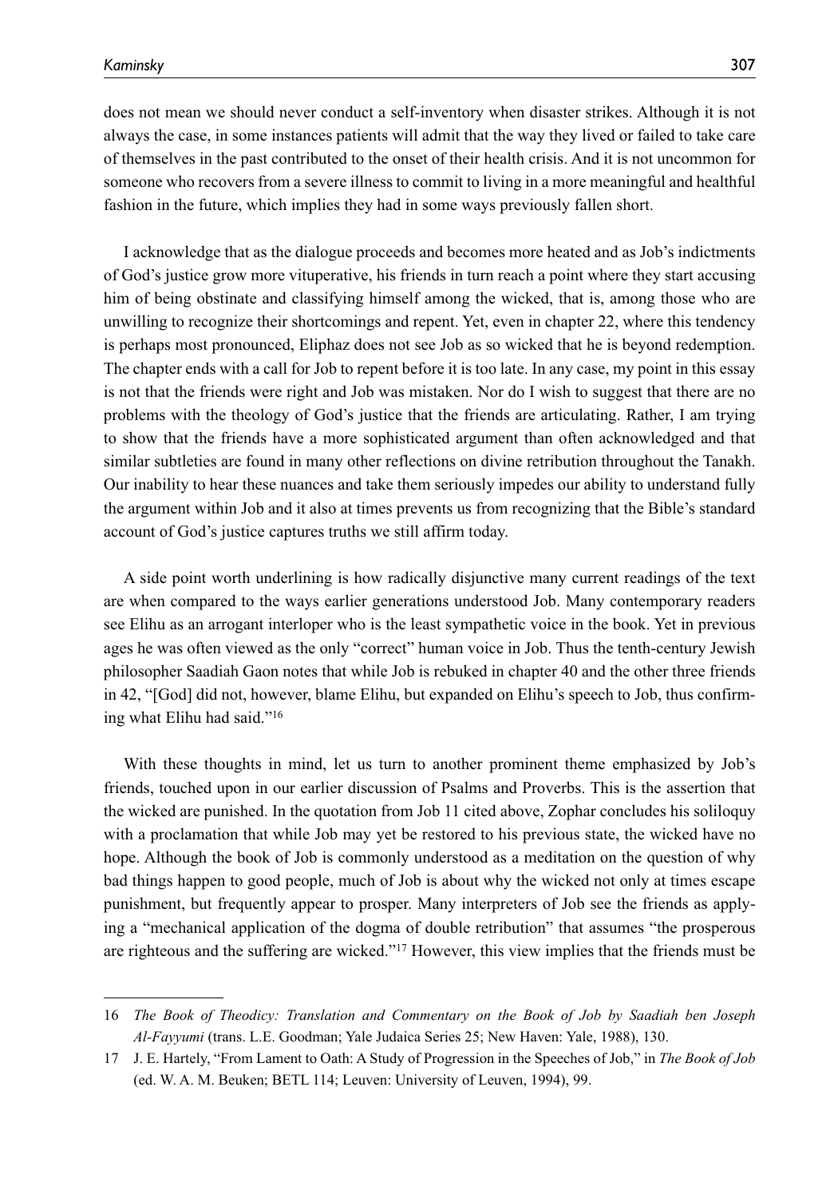does not mean we should never conduct a self-inventory when disaster strikes. Although it is not always the case, in some instances patients will admit that the way they lived or failed to take care of themselves in the past contributed to the onset of their health crisis. And it is not uncommon for someone who recovers from a severe illness to commit to living in a more meaningful and healthful fashion in the future, which implies they had in some ways previously fallen short.

I acknowledge that as the dialogue proceeds and becomes more heated and as Job's indictments of God's justice grow more vituperative, his friends in turn reach a point where they start accusing him of being obstinate and classifying himself among the wicked, that is, among those who are unwilling to recognize their shortcomings and repent. Yet, even in chapter 22, where this tendency is perhaps most pronounced, Eliphaz does not see Job as so wicked that he is beyond redemption. The chapter ends with a call for Job to repent before it is too late. In any case, my point in this essay is not that the friends were right and Job was mistaken. Nor do I wish to suggest that there are no problems with the theology of God's justice that the friends are articulating. Rather, I am trying to show that the friends have a more sophisticated argument than often acknowledged and that similar subtleties are found in many other reflections on divine retribution throughout the Tanakh. Our inability to hear these nuances and take them seriously impedes our ability to understand fully the argument within Job and it also at times prevents us from recognizing that the Bible's standard account of God's justice captures truths we still affirm today.

A side point worth underlining is how radically disjunctive many current readings of the text are when compared to the ways earlier generations understood Job. Many contemporary readers see Elihu as an arrogant interloper who is the least sympathetic voice in the book. Yet in previous ages he was often viewed as the only "correct" human voice in Job. Thus the tenth-century Jewish philosopher Saadiah Gaon notes that while Job is rebuked in chapter 40 and the other three friends in 42, "[God] did not, however, blame Elihu, but expanded on Elihu's speech to Job, thus confirming what Elihu had said."[16]

With these thoughts in mind, let us turn to another prominent theme emphasized by Job's friends, touched upon in our earlier discussion of Psalms and Proverbs. This is the assertion that the wicked are punished. In the quotation from Job 11 cited above, Zophar concludes his soliloquy with a proclamation that while Job may yet be restored to his previous state, the wicked have no hope. Although the book of Job is commonly understood as a meditation on the question of why bad things happen to good people, much of Job is about why the wicked not only at times escape punishment, but frequently appear to prosper. Many interpreters of Job see the friends as applying a "mechanical application of the dogma of double retribution" that assumes "the prosperous are righteous and the suffering are wicked."[17] However, this view implies that the friends must be

---

16 *The Book of Theodicy: Translation and Commentary on the Book of Job by Saadiah ben Joseph Al-Fayyumi* (trans. L.E. Goodman; Yale Judaica Series 25; New Haven: Yale, 1988), 130.

17 J. E. Hartely, "From Lament to Oath: A Study of Progression in the Speeches of Job," in *The Book of Job* (ed. W. A. M. Beuken; BETL 114; Leuven: University of Leuven, 1994), 99.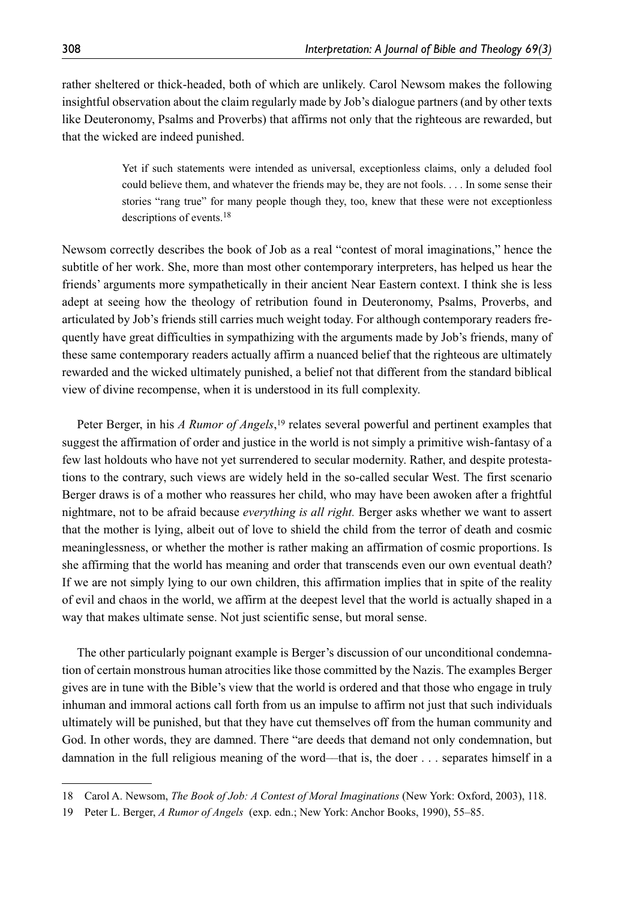rather sheltered or thick-headed, both of which are unlikely. Carol Newsom makes the following insightful observation about the claim regularly made by Job's dialogue partners (and by other texts like Deuteronomy, Psalms and Proverbs) that affirms not only that the righteous are rewarded, but that the wicked are indeed punished.

> Yet if such statements were intended as universal, exceptionless claims, only a deluded fool could believe them, and whatever the friends may be, they are not fools. . . . In some sense their stories "rang true" for many people though they, too, knew that these were not exceptionless descriptions of events.[18]

Newsom correctly describes the book of Job as a real "contest of moral imaginations," hence the subtitle of her work. She, more than most other contemporary interpreters, has helped us hear the friends' arguments more sympathetically in their ancient Near Eastern context. I think she is less adept at seeing how the theology of retribution found in Deuteronomy, Psalms, Proverbs, and articulated by Job's friends still carries much weight today. For although contemporary readers frequently have great difficulties in sympathizing with the arguments made by Job's friends, many of these same contemporary readers actually affirm a nuanced belief that the righteous are ultimately rewarded and the wicked ultimately punished, a belief not that different from the standard biblical view of divine recompense, when it is understood in its full complexity.

Peter Berger, in his *A Rumor of Angels*,[19] relates several powerful and pertinent examples that suggest the affirmation of order and justice in the world is not simply a primitive wish-fantasy of a few last holdouts who have not yet surrendered to secular modernity. Rather, and despite protestations to the contrary, such views are widely held in the so-called secular West. The first scenario Berger draws is of a mother who reassures her child, who may have been awoken after a frightful nightmare, not to be afraid because *everything is all right.* Berger asks whether we want to assert that the mother is lying, albeit out of love to shield the child from the terror of death and cosmic meaninglessness, or whether the mother is rather making an affirmation of cosmic proportions. Is she affirming that the world has meaning and order that transcends even our own eventual death? If we are not simply lying to our own children, this affirmation implies that in spite of the reality of evil and chaos in the world, we affirm at the deepest level that the world is actually shaped in a way that makes ultimate sense. Not just scientific sense, but moral sense.

The other particularly poignant example is Berger's discussion of our unconditional condemnation of certain monstrous human atrocities like those committed by the Nazis. The examples Berger gives are in tune with the Bible's view that the world is ordered and that those who engage in truly inhuman and immoral actions call forth from us an impulse to affirm not just that such individuals ultimately will be punished, but that they have cut themselves off from the human community and God. In other words, they are damned. There "are deeds that demand not only condemnation, but damnation in the full religious meaning of the word—that is, the doer . . . separates himself in a

---

18 Carol A. Newsom, *The Book of Job: A Contest of Moral Imaginations* (New York: Oxford, 2003), 118.

19 Peter L. Berger, *A Rumor of Angels* (exp. edn.; New York: Anchor Books, 1990), 55–85.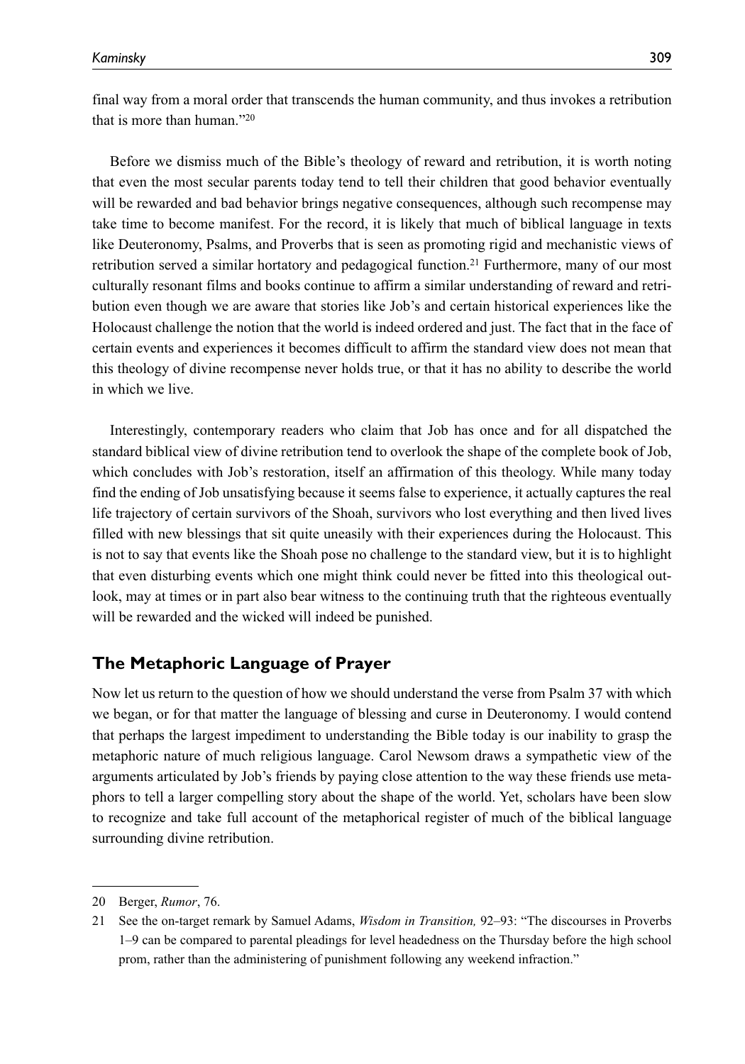final way from a moral order that transcends the human community, and thus invokes a retribution that is more than human."[20]

Before we dismiss much of the Bible's theology of reward and retribution, it is worth noting that even the most secular parents today tend to tell their children that good behavior eventually will be rewarded and bad behavior brings negative consequences, although such recompense may take time to become manifest. For the record, it is likely that much of biblical language in texts like Deuteronomy, Psalms, and Proverbs that is seen as promoting rigid and mechanistic views of retribution served a similar hortatory and pedagogical function.[21] Furthermore, many of our most culturally resonant films and books continue to affirm a similar understanding of reward and retribution even though we are aware that stories like Job's and certain historical experiences like the Holocaust challenge the notion that the world is indeed ordered and just. The fact that in the face of certain events and experiences it becomes difficult to affirm the standard view does not mean that this theology of divine recompense never holds true, or that it has no ability to describe the world in which we live.

Interestingly, contemporary readers who claim that Job has once and for all dispatched the standard biblical view of divine retribution tend to overlook the shape of the complete book of Job, which concludes with Job's restoration, itself an affirmation of this theology. While many today find the ending of Job unsatisfying because it seems false to experience, it actually captures the real life trajectory of certain survivors of the Shoah, survivors who lost everything and then lived lives filled with new blessings that sit quite uneasily with their experiences during the Holocaust. This is not to say that events like the Shoah pose no challenge to the standard view, but it is to highlight that even disturbing events which one might think could never be fitted into this theological outlook, may at times or in part also bear witness to the continuing truth that the righteous eventually will be rewarded and the wicked will indeed be punished.

## The Metaphoric Language of Prayer

Now let us return to the question of how we should understand the verse from Psalm 37 with which we began, or for that matter the language of blessing and curse in Deuteronomy. I would contend that perhaps the largest impediment to understanding the Bible today is our inability to grasp the metaphoric nature of much religious language. Carol Newsom draws a sympathetic view of the arguments articulated by Job's friends by paying close attention to the way these friends use metaphors to tell a larger compelling story about the shape of the world. Yet, scholars have been slow to recognize and take full account of the metaphorical register of much of the biblical language surrounding divine retribution.

---

20 Berger, *Rumor*, 76.

21 See the on-target remark by Samuel Adams, *Wisdom in Transition,* 92–93: "The discourses in Proverbs 1–9 can be compared to parental pleadings for level headedness on the Thursday before the high school prom, rather than the administering of punishment following any weekend infraction."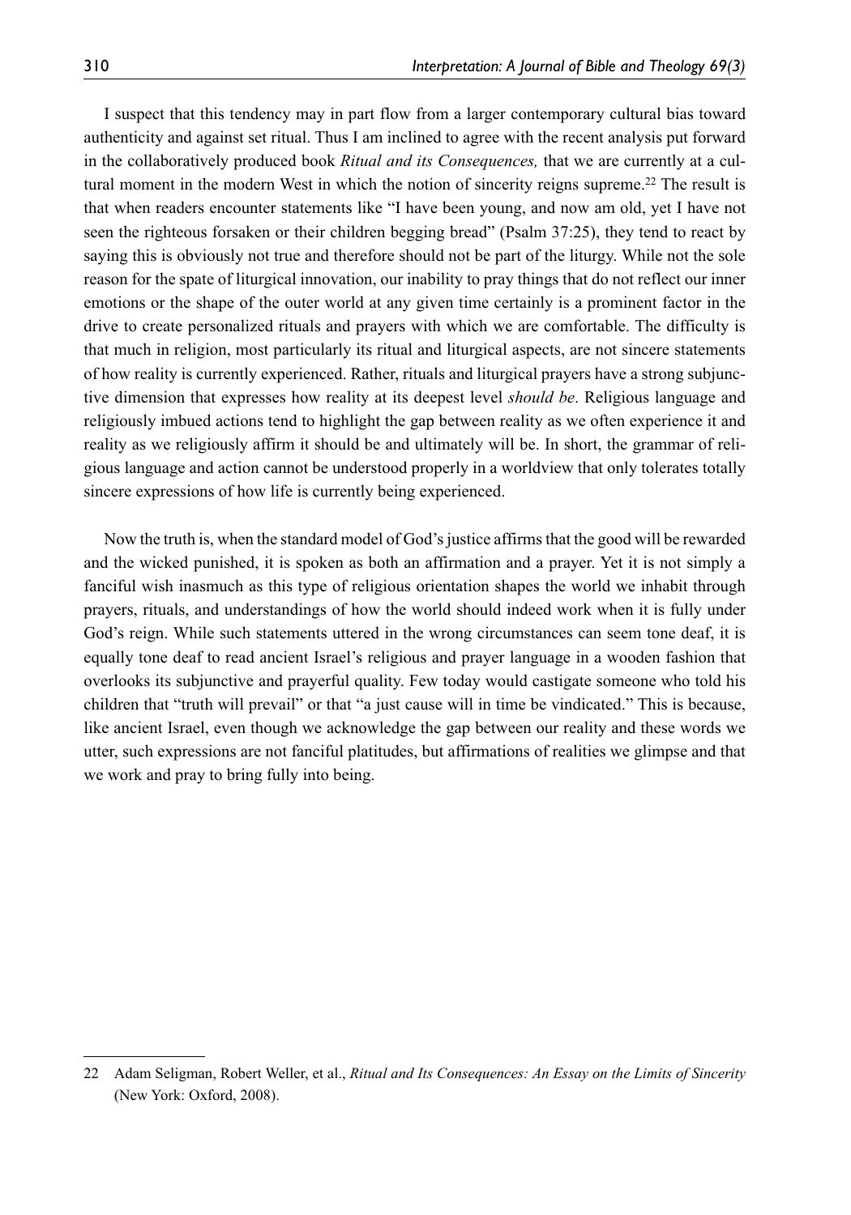I suspect that this tendency may in part flow from a larger contemporary cultural bias toward authenticity and against set ritual. Thus I am inclined to agree with the recent analysis put forward in the collaboratively produced book *Ritual and its Consequences,* that we are currently at a cultural moment in the modern West in which the notion of sincerity reigns supreme.[22] The result is that when readers encounter statements like "I have been young, and now am old, yet I have not seen the righteous forsaken or their children begging bread" (Psalm 37:25), they tend to react by saying this is obviously not true and therefore should not be part of the liturgy. While not the sole reason for the spate of liturgical innovation, our inability to pray things that do not reflect our inner emotions or the shape of the outer world at any given time certainly is a prominent factor in the drive to create personalized rituals and prayers with which we are comfortable. The difficulty is that much in religion, most particularly its ritual and liturgical aspects, are not sincere statements of how reality is currently experienced. Rather, rituals and liturgical prayers have a strong subjunctive dimension that expresses how reality at its deepest level *should be*. Religious language and religiously imbued actions tend to highlight the gap between reality as we often experience it and reality as we religiously affirm it should be and ultimately will be. In short, the grammar of religious language and action cannot be understood properly in a worldview that only tolerates totally sincere expressions of how life is currently being experienced.

Now the truth is, when the standard model of God's justice affirms that the good will be rewarded and the wicked punished, it is spoken as both an affirmation and a prayer. Yet it is not simply a fanciful wish inasmuch as this type of religious orientation shapes the world we inhabit through prayers, rituals, and understandings of how the world should indeed work when it is fully under God's reign. While such statements uttered in the wrong circumstances can seem tone deaf, it is equally tone deaf to read ancient Israel's religious and prayer language in a wooden fashion that overlooks its subjunctive and prayerful quality. Few today would castigate someone who told his children that "truth will prevail" or that "a just cause will in time be vindicated." This is because, like ancient Israel, even though we acknowledge the gap between our reality and these words we utter, such expressions are not fanciful platitudes, but affirmations of realities we glimpse and that we work and pray to bring fully into being.

---

22 Adam Seligman, Robert Weller, et al., *Ritual and Its Consequences: An Essay on the Limits of Sincerity* (New York: Oxford, 2008).